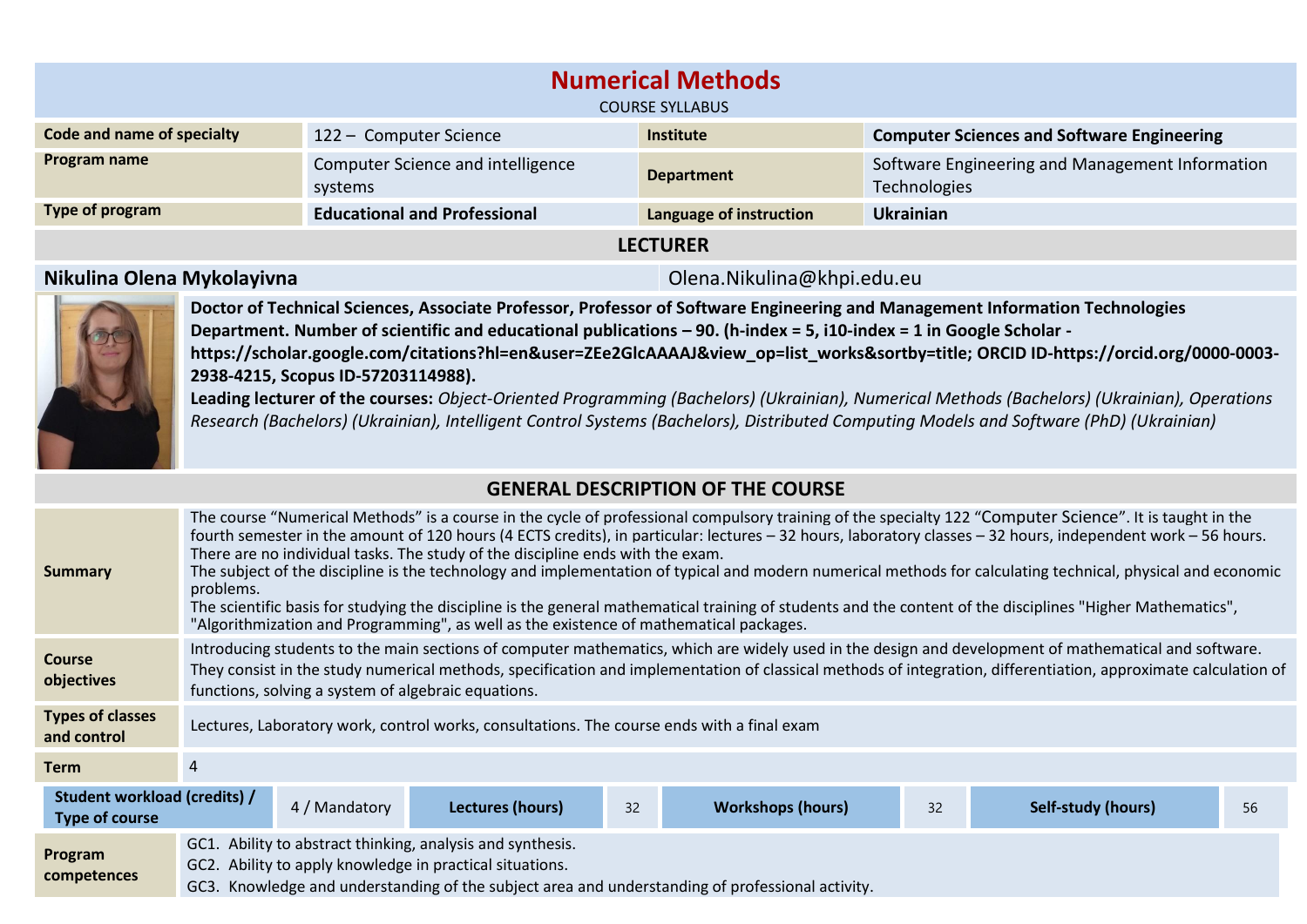# Numerical Methods

COURSE SYLLABUS

| Code and name of specialty | 122 – Computer Science | Institute | Computer Sciences and Software Engineering |
|---|---|---|---|
| Program name | Computer Science and intelligence systems | Department | Software Engineering and Management Information Technologies |
| Type of program | **Educational and Professional** | Language of instruction | **Ukrainian** |

## LECTURER

**Nikulina Olena Mykolayivna** Olena.Nikulina@khpi.edu.eu

**Doctor of Technical Sciences, Associate Professor, Professor of Software Engineering and Management Information Technologies Department. Number of scientific and educational publications – 90. (h-index = 5, i10-index = 1 in Google Scholar - https://scholar.google.com/citations?hl=en&user=ZEe2GlcAAAAJ&view_op=list_works&sortby=title; ORCID ID-https://orcid.org/0000-0003-2938-4215, Scopus ID-57203114988).**

**Leading lecturer of the courses:** *Object-Oriented Programming (Bachelors) (Ukrainian), Numerical Methods (Bachelors) (Ukrainian), Operations Research (Bachelors) (Ukrainian), Intelligent Control Systems (Bachelors), Distributed Computing Models and Software (PhD) (Ukrainian)*

## GENERAL DESCRIPTION OF THE COURSE

**Summary**

The course "Numerical Methods" is a course in the cycle of professional compulsory training of the specialty 122 "Computer Science". It is taught in the fourth semester in the amount of 120 hours (4 ECTS credits), in particular: lectures – 32 hours, laboratory classes – 32 hours, independent work – 56 hours. There are no individual tasks. The study of the discipline ends with the exam.

The subject of the discipline is the technology and implementation of typical and modern numerical methods for calculating technical, physical and economic problems.

The scientific basis for studying the discipline is the general mathematical training of students and the content of the disciplines "Higher Mathematics", "Algorithmization and Programming", as well as the existence of mathematical packages.

**Course objectives**

Introducing students to the main sections of computer mathematics, which are widely used in the design and development of mathematical and software. They consist in the study numerical methods, specification and implementation of classical methods of integration, differentiation, approximate calculation of functions, solving a system of algebraic equations.

**Types of classes and control**

Lectures, Laboratory work, control works, consultations. The course ends with a final exam

**Term**

4

| Student workload (credits) / Type of course | 4 / Mandatory | Lectures (hours) | 32 | Workshops (hours) | 32 | Self-study (hours) | 56 |
|---|---|---|---|---|---|---|---|

**Program competences**

GC1. Ability to abstract thinking, analysis and synthesis.
GC2. Ability to apply knowledge in practical situations.
GC3. Knowledge and understanding of the subject area and understanding of professional activity.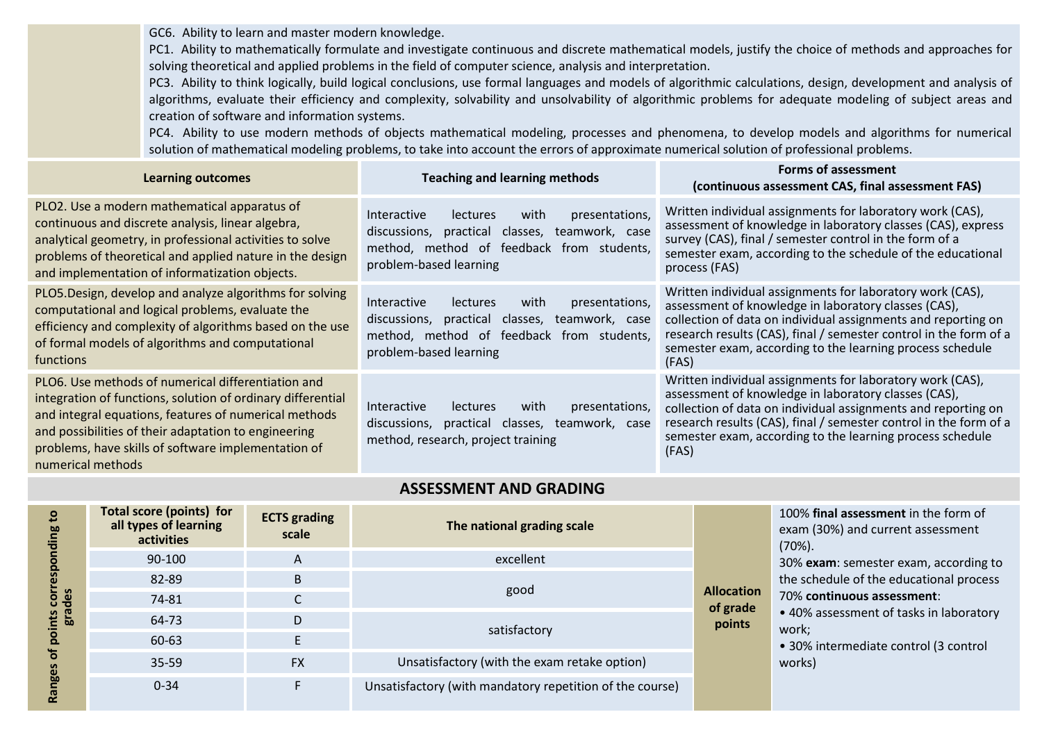| | |
|---|---|
| | GC6. Ability to learn and master modern knowledge.<br>PC1. Ability to mathematically formulate and investigate continuous and discrete mathematical models, justify the choice of methods and approaches for solving theoretical and applied problems in the field of computer science, analysis and interpretation.<br>PC3. Ability to think logically, build logical conclusions, use formal languages and models of algorithmic calculations, design, development and analysis of algorithms, evaluate their efficiency and complexity, solvability and unsolvability of algorithmic problems for adequate modeling of subject areas and creation of software and information systems.<br>PC4. Ability to use modern methods of objects mathematical modeling, processes and phenomena, to develop models and algorithms for numerical solution of mathematical modeling problems, to take into account the errors of approximate numerical solution of professional problems. |

| Learning outcomes | Teaching and learning methods | Forms of assessment (continuous assessment CAS, final assessment FAS) |
|---|---|---|
| PLO2. Use a modern mathematical apparatus of continuous and discrete analysis, linear algebra, analytical geometry, in professional activities to solve problems of theoretical and applied nature in the design and implementation of informatization objects. | Interactive lectures with presentations, discussions, practical classes, teamwork, case method, method of feedback from students, problem-based learning | Written individual assignments for laboratory work (CAS), assessment of knowledge in laboratory classes (CAS), express survey (CAS), final / semester control in the form of a semester exam, according to the schedule of the educational process (FAS) |
| PLO5.Design, develop and analyze algorithms for solving computational and logical problems, evaluate the efficiency and complexity of algorithms based on the use of formal models of algorithms and computational functions | Interactive lectures with presentations, discussions, practical classes, teamwork, case method, method of feedback from students, problem-based learning | Written individual assignments for laboratory work (CAS), assessment of knowledge in laboratory classes (CAS), collection of data on individual assignments and reporting on research results (CAS), final / semester control in the form of a semester exam, according to the learning process schedule (FAS) |
| PLO6. Use methods of numerical differentiation and integration of functions, solution of ordinary differential and integral equations, features of numerical methods and possibilities of their adaptation to engineering problems, have skills of software implementation of numerical methods | Interactive lectures with presentations, discussions, practical classes, teamwork, case method, research, project training | Written individual assignments for laboratory work (CAS), assessment of knowledge in laboratory classes (CAS), collection of data on individual assignments and reporting on research results (CAS), final / semester control in the form of a semester exam, according to the learning process schedule (FAS) |

## ASSESSMENT AND GRADING

| Ranges of points corresponding to grades | Total score (points) for all types of learning activities | ECTS grading scale | The national grading scale |
|---|---|---|---|
| | 90-100 | A | excellent |
| | 82-89 | B | good |
| | 74-81 | C | good |
| | 64-73 | D | satisfactory |
| | 60-63 | E | satisfactory |
| | 35-59 | FX | Unsatisfactory (with the exam retake option) |
| | 0-34 | F | Unsatisfactory (with mandatory repetition of the course) |

**Allocation of grade points**

100% **final assessment** in the form of exam (30%) and current assessment (70%).

30% **exam**: semester exam, according to the schedule of the educational process

70% **continuous assessment**:

- 40% assessment of tasks in laboratory work;
- 30% intermediate control (3 control works)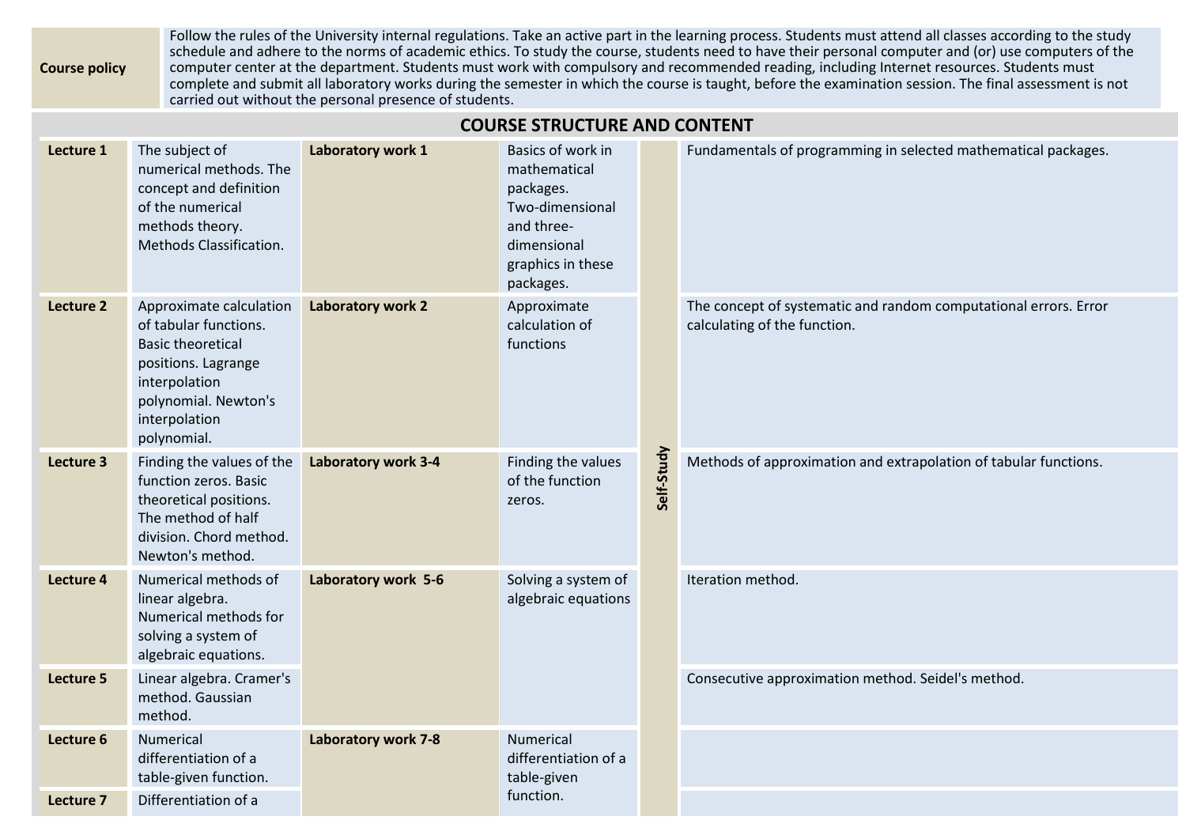| Course policy | Follow the rules of the University internal regulations. Take an active part in the learning process. Students must attend all classes according to the study schedule and adhere to the norms of academic ethics. To study the course, students need to have their personal computer and (or) use computers of the computer center at the department. Students must work with compulsory and recommended reading, including Internet resources. Students must complete and submit all laboratory works during the semester in which the course is taught, before the examination session. The final assessment is not carried out without the personal presence of students. |
|---|---|

## COURSE STRUCTURE AND CONTENT

| | | | | | |
|---|---|---|---|---|---|
| **Lecture 1** | The subject of numerical methods. The concept and definition of the numerical methods theory. Methods Classification. | **Laboratory work 1** | Basics of work in mathematical packages. Two-dimensional and three-dimensional graphics in these packages. | **Self-Study** | Fundamentals of programming in selected mathematical packages. |
| **Lecture 2** | Approximate calculation of tabular functions. Basic theoretical positions. Lagrange interpolation polynomial. Newton's interpolation polynomial. | **Laboratory work 2** | Approximate calculation of functions | | The concept of systematic and random computational errors. Error calculating of the function. |
| **Lecture 3** | Finding the values of the function zeros. Basic theoretical positions. The method of half division. Chord method. Newton's method. | **Laboratory work 3-4** | Finding the values of the function zeros. | | Methods of approximation and extrapolation of tabular functions. |
| **Lecture 4** | Numerical methods of linear algebra. Numerical methods for solving a system of algebraic equations. | **Laboratory work 5-6** | Solving a system of algebraic equations | | Iteration method. |
| **Lecture 5** | Linear algebra. Cramer's method. Gaussian method. | | | | Consecutive approximation method. Seidel's method. |
| **Lecture 6** | Numerical differentiation of a table-given function. | **Laboratory work 7-8** | Numerical differentiation of a table-given function. | | |
| **Lecture 7** | Differentiation of a | | | | |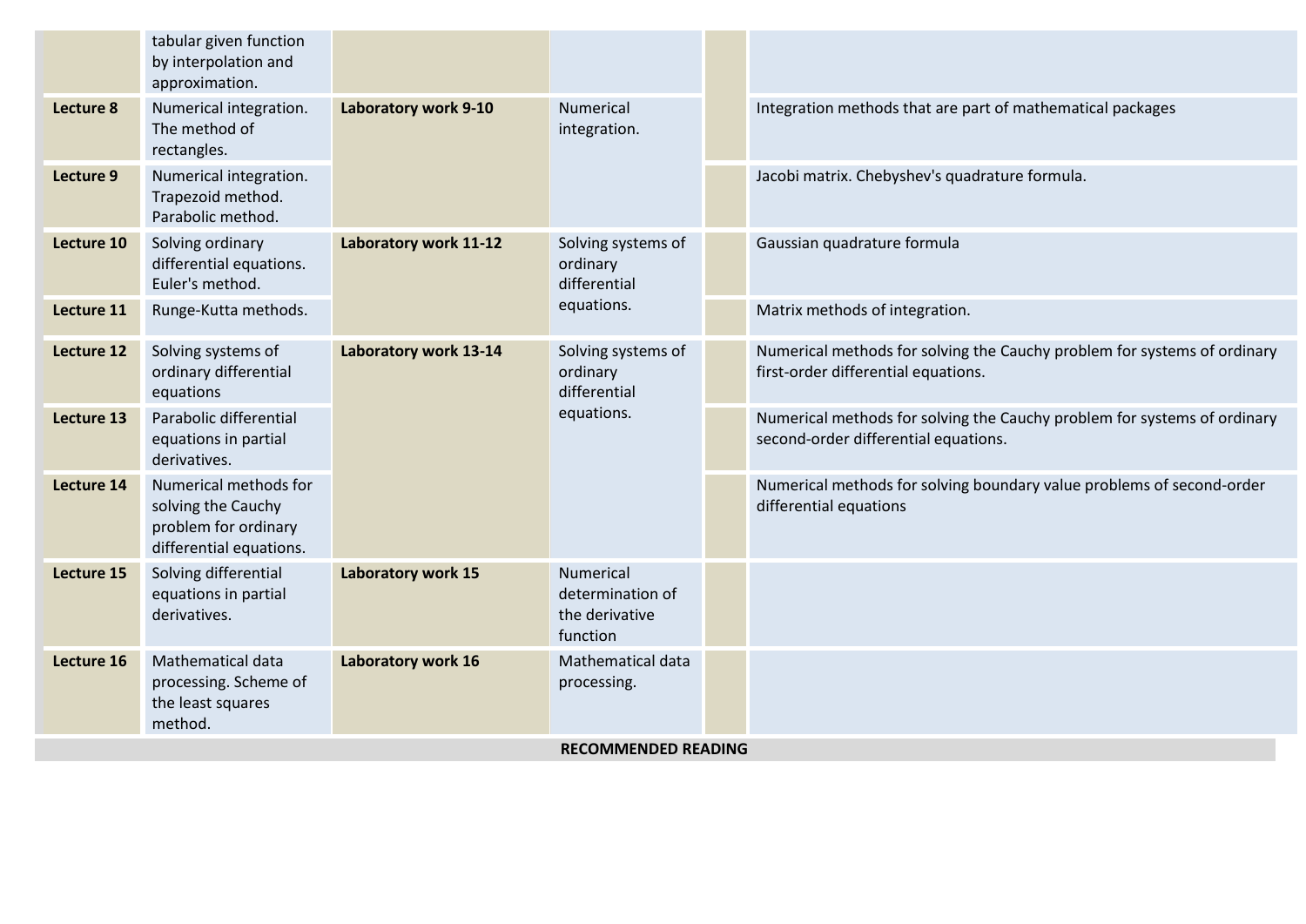| | | | | | |
|---|---|---|---|---|---|
| | tabular given function by interpolation and approximation. | | | | |
| **Lecture 8** | Numerical integration. The method of rectangles. | **Laboratory work 9-10** | Numerical integration. | | Integration methods that are part of mathematical packages |
| **Lecture 9** | Numerical integration. Trapezoid method. Parabolic method. | | | | Jacobi matrix. Chebyshev's quadrature formula. |
| **Lecture 10** | Solving ordinary differential equations. Euler's method. | **Laboratory work 11-12** | Solving systems of ordinary differential equations. | | Gaussian quadrature formula |
| **Lecture 11** | Runge-Kutta methods. | | | | Matrix methods of integration. |
| **Lecture 12** | Solving systems of ordinary differential equations | **Laboratory work 13-14** | Solving systems of ordinary differential equations. | | Numerical methods for solving the Cauchy problem for systems of ordinary first-order differential equations. |
| **Lecture 13** | Parabolic differential equations in partial derivatives. | | | | Numerical methods for solving the Cauchy problem for systems of ordinary second-order differential equations. |
| **Lecture 14** | Numerical methods for solving the Cauchy problem for ordinary differential equations. | | | | Numerical methods for solving boundary value problems of second-order differential equations |
| **Lecture 15** | Solving differential equations in partial derivatives. | **Laboratory work 15** | Numerical determination of the derivative function | | |
| **Lecture 16** | Mathematical data processing. Scheme of the least squares method. | **Laboratory work 16** | Mathematical data processing. | | |

**RECOMMENDED READING**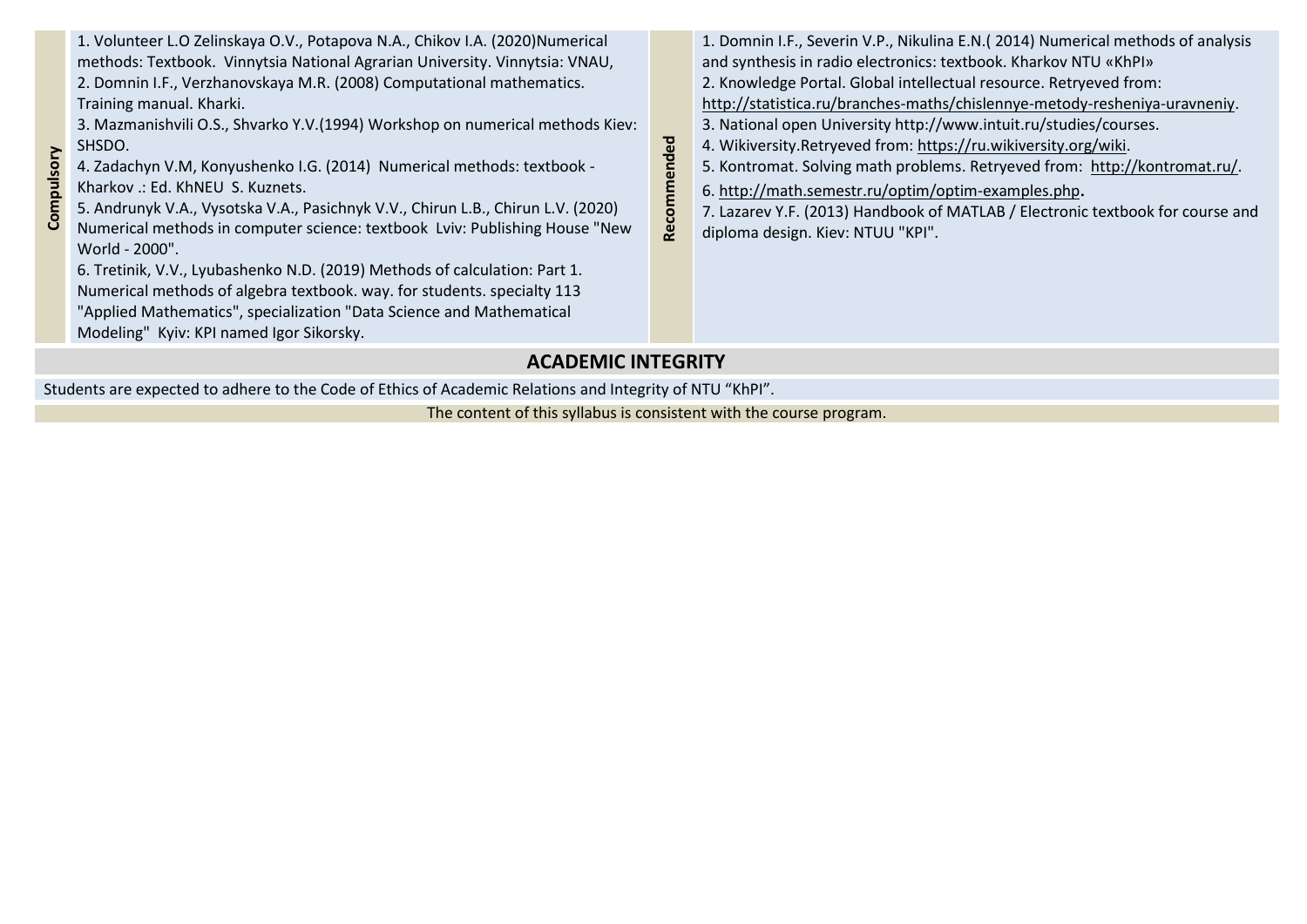| | | | |
|---|---|---|---|
| **Compulsory** | 1. Volunteer L.O Zelinskaya O.V., Potapova N.A., Chikov I.A. (2020)Numerical methods: Textbook. Vinnytsia National Agrarian University. Vinnytsia: VNAU,<br>2. Domnin I.F., Verzhanovskaya M.R. (2008) Computational mathematics. Training manual. Kharki.<br>3. Mazmanishvili O.S., Shvarko Y.V.(1994) Workshop on numerical methods Kiev: SHSDO.<br>4. Zadachyn V.M, Konyushenko I.G. (2014) Numerical methods: textbook - Kharkov .: Ed. KhNEU S. Kuznets.<br>5. Andrunyk V.A., Vysotska V.A., Pasichnyk V.V., Chirun L.B., Chirun L.V. (2020) Numerical methods in computer science: textbook Lviv: Publishing House "New World - 2000".<br>6. Tretinik, V.V., Lyubashenko N.D. (2019) Methods of calculation: Part 1. Numerical methods of algebra textbook. way. for students. specialty 113 "Applied Mathematics", specialization "Data Science and Mathematical Modeling" Kyiv: KPI named Igor Sikorsky. | **Recommended** | 1. Domnin I.F., Severin V.P., Nikulina E.N.( 2014) Numerical methods of analysis and synthesis in radio electronics: textbook. Kharkov NTU «KhPI»<br>2. Knowledge Portal. Global intellectual resource. Retryeved from: http://statistica.ru/branches-maths/chislennye-metody-resheniya-uravneniy.<br>3. National open University http://www.intuit.ru/studies/courses.<br>4. Wikiversity.Retryeved from: https://ru.wikiversity.org/wiki.<br>5. Kontromat. Solving math problems. Retryeved from: http://kontromat.ru/.<br>6. http://math.semestr.ru/optim/optim-examples.php.<br>7. Lazarev Y.F. (2013) Handbook of MATLAB / Electronic textbook for course and diploma design. Kiev: NTUU "KPI". |

## ACADEMIC INTEGRITY

Students are expected to adhere to the Code of Ethics of Academic Relations and Integrity of NTU "KhPI".

The content of this syllabus is consistent with the course program.